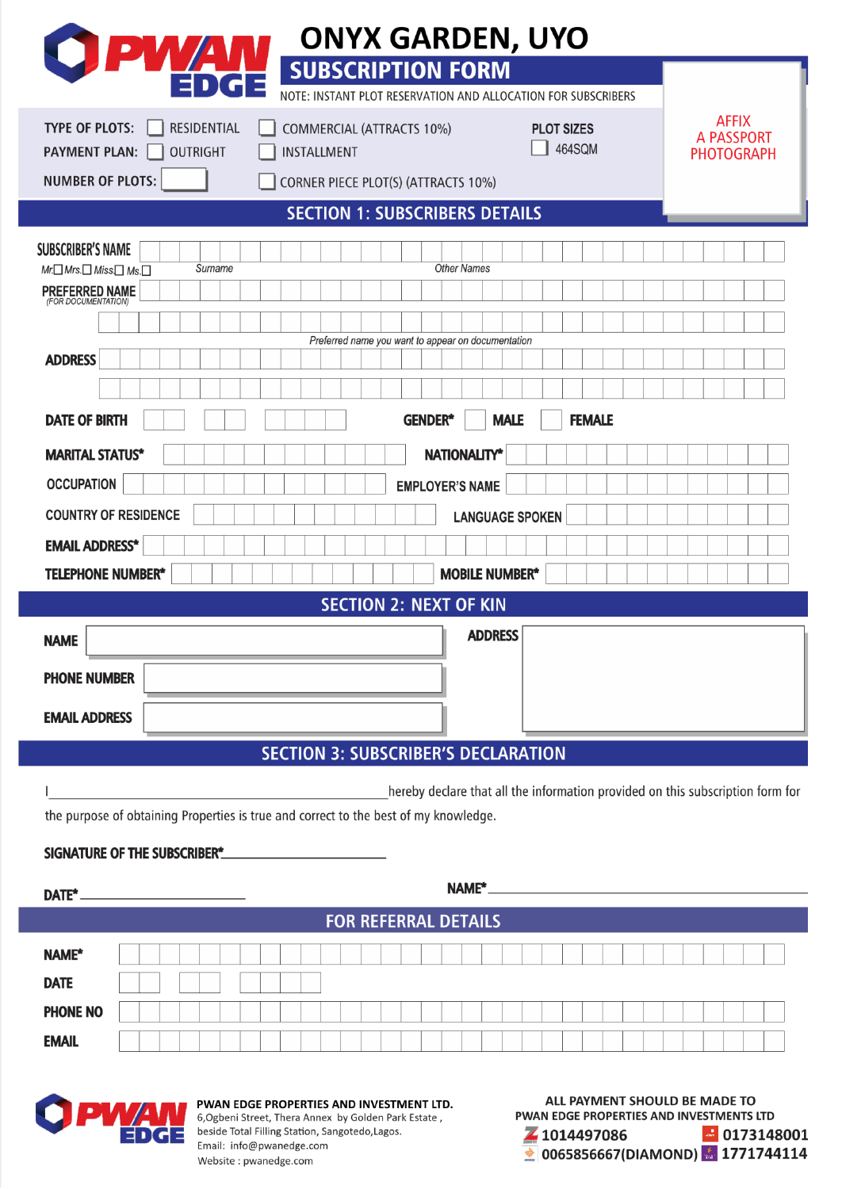# PWAN EDGE

# ONYX GARDEN, UYO

## SUBSCRIPTION FORM

NOTE: INSTANT PLOT RESERVATION AND ALLOCATION FOR SUBSCRIBERS

AFFIX A PASSPORT PHOTOGRAPH

TYPE OF PLOTS: ☐ RESIDENTIAL ☐ COMMERCIAL (ATTRACTS 10%)

PAYMENT PLAN: ☐ OUTRIGHT ☐ INSTALLMENT

NUMBER OF PLOTS: ☐ ☐ CORNER PIECE PLOT(S) (ATTRACTS 10%)

PLOT SIZES: ☐ 464SQM

## SECTION 1: SUBSCRIBERS DETAILS

SUBSCRIBER'S NAME

Mr.☐ Mrs.☐ Miss☐ Ms.☐ Surname Other Names

PREFERRED NAME (FOR DOCUMENTATION)

*Preferred name you want to appear on documentation*

ADDRESS

DATE OF BIRTH

GENDER* ☐ MALE ☐ FEMALE

MARITAL STATUS*

NATIONALITY*

OCCUPATION

EMPLOYER'S NAME

COUNTRY OF RESIDENCE

LANGUAGE SPOKEN

EMAIL ADDRESS*

TELEPHONE NUMBER*

MOBILE NUMBER*

## SECTION 2: NEXT OF KIN

NAME

ADDRESS

PHONE NUMBER

EMAIL ADDRESS

## SECTION 3: SUBSCRIBER'S DECLARATION

I\_\_\_\_\_\_\_\_\_\_\_\_\_\_\_\_\_\_\_\_\_\_\_\_\_\_\_\_\_\_\_\_\_\_\_\_\_\_\_\_hereby declare that all the information provided on this subscription form for the purpose of obtaining Properties is true and correct to the best of my knowledge.

SIGNATURE OF THE SUBSCRIBER*\_\_\_\_\_\_\_\_\_\_\_\_\_\_\_\_\_\_\_\_\_\_\_\_\_\_

DATE*\_\_\_\_\_\_\_\_\_\_\_\_\_\_\_\_\_\_\_\_\_\_\_\_ NAME*\_\_\_\_\_\_\_\_\_\_\_\_\_\_\_\_\_\_\_\_\_\_\_\_\_\_\_\_\_\_\_\_\_\_\_\_\_\_\_\_

## FOR REFERRAL DETAILS

NAME*

DATE

PHONE NO

EMAIL

**PWAN EDGE PROPERTIES AND INVESTMENT LTD.**
6,Ogbeni Street, Thera Annex by Golden Park Estate ,
beside Total Filling Station, Sangotedo,Lagos.
Email: info@pwanedge.com
Website : pwanedge.com

**ALL PAYMENT SHOULD BE MADE TO**
**PWAN EDGE PROPERTIES AND INVESTMENTS LTD**

1014497086
0173148001
0065856667(DIAMOND)
1771744114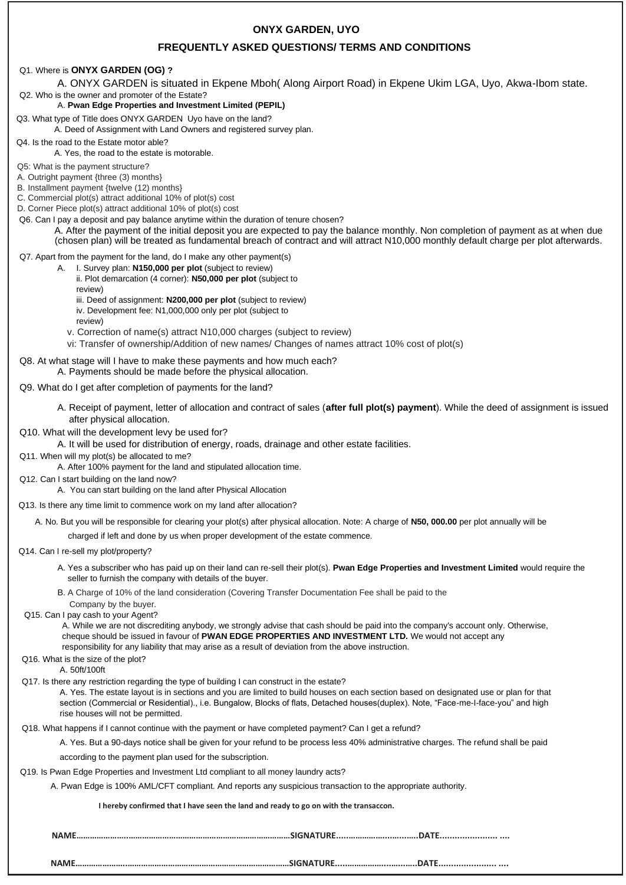# ONYX GARDEN, UYO

## FREQUENTLY ASKED QUESTIONS/ TERMS AND CONDITIONS

Q1. Where is **ONYX GARDEN (OG) ?**

A. ONYX GARDEN is situated in Ekpene Mboh( Along Airport Road) in Ekpene Ukim LGA, Uyo, Akwa-Ibom state.

Q2. Who is the owner and promoter of the Estate?

A. **Pwan Edge Properties and Investment Limited (PEPIL)**

Q3. What type of Title does ONYX GARDEN Uyo have on the land?

A. Deed of Assignment with Land Owners and registered survey plan.

Q4. Is the road to the Estate motor able?

A. Yes, the road to the estate is motorable.

Q5: What is the payment structure?

A. Outright payment {three (3) months}
B. Installment payment {twelve (12) months}
C. Commercial plot(s) attract additional 10% of plot(s) cost
D. Corner Piece plot(s) attract additional 10% of plot(s) cost

Q6. Can I pay a deposit and pay balance anytime within the duration of tenure chosen?

A. After the payment of the initial deposit you are expected to pay the balance monthly. Non completion of payment as at when due (chosen plan) will be treated as fundamental breach of contract and will attract N10,000 monthly default charge per plot afterwards.

Q7. Apart from the payment for the land, do I make any other payment(s)

A. I. Survey plan: **N150,000 per plot** (subject to review)
ii. Plot demarcation (4 corner): **N50,000 per plot** (subject to review)
iii. Deed of assignment: **N200,000 per plot** (subject to review)
iv. Development fee: N1,000,000 only per plot (subject to review)
v. Correction of name(s) attract N10,000 charges (subject to review)
vi: Transfer of ownership/Addition of new names/ Changes of names attract 10% cost of plot(s)

Q8. At what stage will I have to make these payments and how much each?

A. Payments should be made before the physical allocation.

Q9. What do I get after completion of payments for the land?

A. Receipt of payment, letter of allocation and contract of sales (**after full plot(s) payment**). While the deed of assignment is issued after physical allocation.

Q10. What will the development levy be used for?

A. It will be used for distribution of energy, roads, drainage and other estate facilities.

Q11. When will my plot(s) be allocated to me?

A. After 100% payment for the land and stipulated allocation time.

Q12. Can I start building on the land now?

A. You can start building on the land after Physical Allocation

Q13. Is there any time limit to commence work on my land after allocation?

A. No. But you will be responsible for clearing your plot(s) after physical allocation. Note: A charge of **N50, 000.00** per plot annually will be charged if left and done by us when proper development of the estate commence.

Q14. Can I re-sell my plot/property?

A. Yes a subscriber who has paid up on their land can re-sell their plot(s). **Pwan Edge Properties and Investment Limited** would require the seller to furnish the company with details of the buyer.

B. A Charge of 10% of the land consideration (Covering Transfer Documentation Fee shall be paid to the Company by the buyer.

Q15. Can I pay cash to your Agent?

A. While we are not discrediting anybody, we strongly advise that cash should be paid into the company's account only. Otherwise, cheque should be issued in favour of **PWAN EDGE PROPERTIES AND INVESTMENT LTD.** We would not accept any responsibility for any liability that may arise as a result of deviation from the above instruction.

Q16. What is the size of the plot?

A. 50ft/100ft

Q17. Is there any restriction regarding the type of building I can construct in the estate?

A. Yes. The estate layout is in sections and you are limited to build houses on each section based on designated use or plan for that section (Commercial or Residential)., i.e. Bungalow, Blocks of flats, Detached houses(duplex). Note, "Face-me-I-face-you" and high rise houses will not be permitted.

Q18. What happens if I cannot continue with the payment or have completed payment? Can I get a refund?

A. Yes. But a 90-days notice shall be given for your refund to be process less 40% administrative charges. The refund shall be paid according to the payment plan used for the subscription.

Q19. Is Pwan Edge Properties and Investment Ltd compliant to all money laundry acts?

A. Pwan Edge is 100% AML/CFT compliant. And reports any suspicious transaction to the appropriate authority.

**I hereby confirmed that I have seen the land and ready to go on with the transaccon.**

**NAME………………………………………………………………………………SIGNATURE…………………………….DATE…………………. ….**

**NAME………………………………………………………………………………SIGNATURE…………………………….DATE…………………. ….**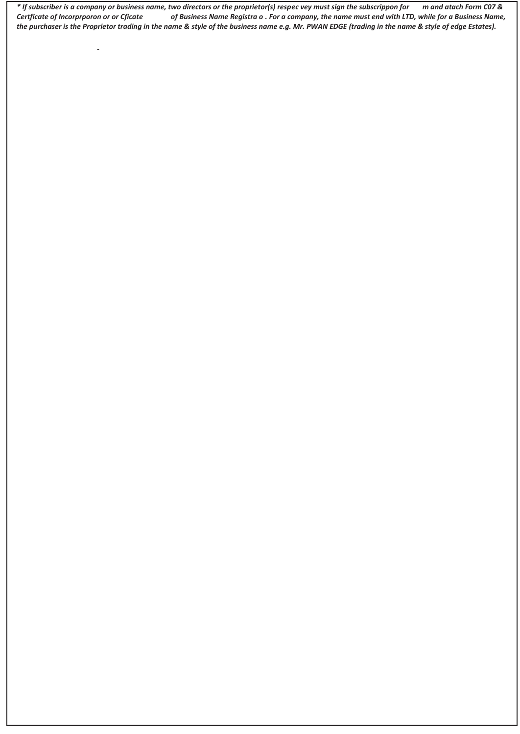*\* If subscriber is a company or business name, two directors or the proprietor(s) respec vey must sign the subscrippon for m and atach Form C07 & Certficate of Incorprporon or or Cficate of Business Name Registra o . For a company, the name must end with LTD, while for a Business Name, the purchaser is the Proprietor trading in the name & style of the business name e.g. Mr. PWAN EDGE (trading in the name & style of edge Estates).*

-